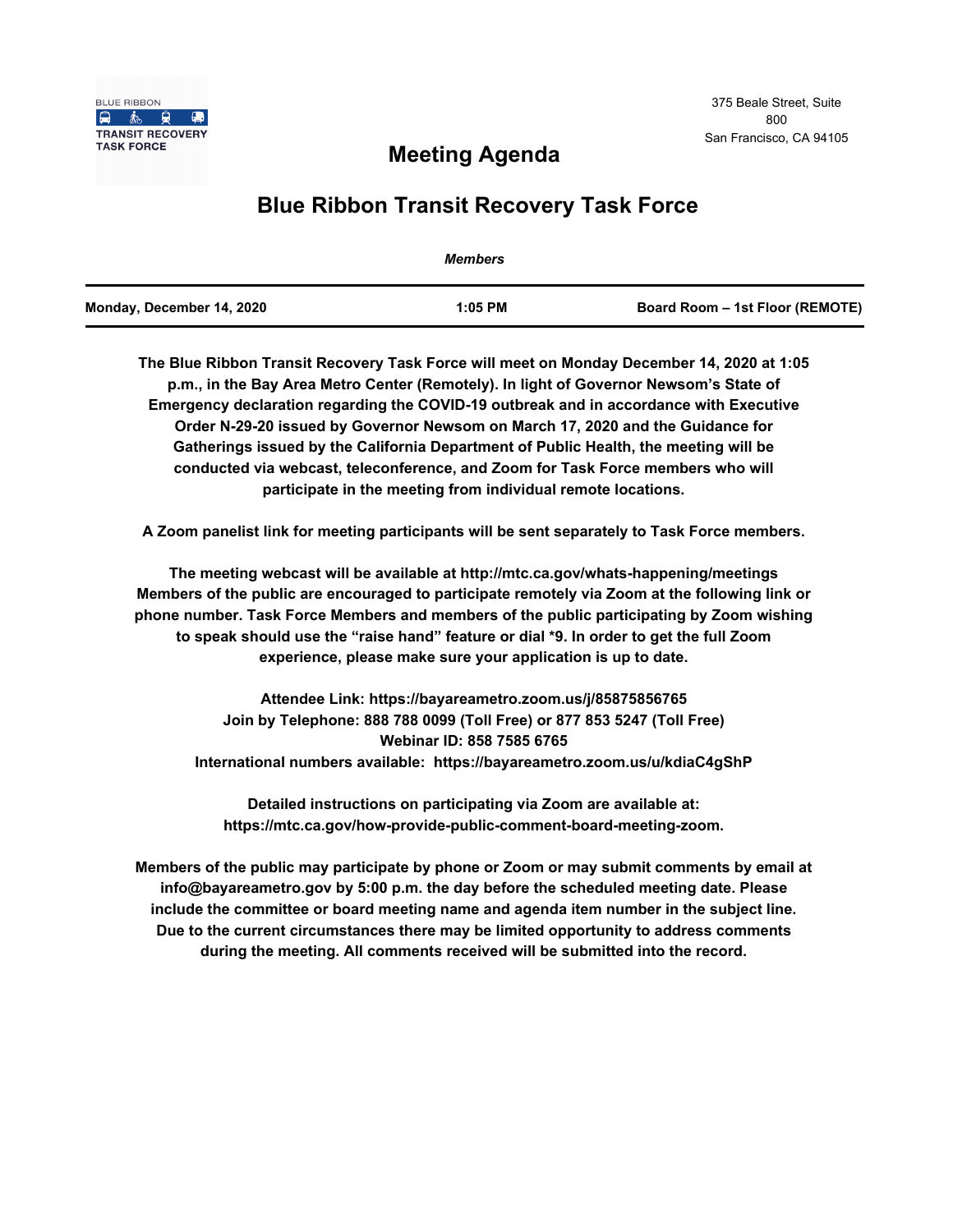BLUE RIBBON
TRANSIT RECOVERY TASK FORCE

375 Beale Street, Suite 800
San Francisco, CA 94105

# Meeting Agenda

## Blue Ribbon Transit Recovery Task Force

*Members*

| Monday, December 14, 2020 | 1:05 PM | Board Room – 1st Floor (REMOTE) |
|---|---|---|

**The Blue Ribbon Transit Recovery Task Force will meet on Monday December 14, 2020 at 1:05 p.m., in the Bay Area Metro Center (Remotely). In light of Governor Newsom's State of Emergency declaration regarding the COVID-19 outbreak and in accordance with Executive Order N-29-20 issued by Governor Newsom on March 17, 2020 and the Guidance for Gatherings issued by the California Department of Public Health, the meeting will be conducted via webcast, teleconference, and Zoom for Task Force members who will participate in the meeting from individual remote locations.**

**A Zoom panelist link for meeting participants will be sent separately to Task Force members.**

**The meeting webcast will be available at http://mtc.ca.gov/whats-happening/meetings Members of the public are encouraged to participate remotely via Zoom at the following link or phone number. Task Force Members and members of the public participating by Zoom wishing to speak should use the "raise hand" feature or dial *9. In order to get the full Zoom experience, please make sure your application is up to date.**

**Attendee Link: https://bayareametro.zoom.us/j/85875856765**
**Join by Telephone: 888 788 0099 (Toll Free) or 877 853 5247 (Toll Free)**
**Webinar ID: 858 7585 6765**
**International numbers available: https://bayareametro.zoom.us/u/kdiaC4gShP**

**Detailed instructions on participating via Zoom are available at: https://mtc.ca.gov/how-provide-public-comment-board-meeting-zoom.**

**Members of the public may participate by phone or Zoom or may submit comments by email at info@bayareametro.gov by 5:00 p.m. the day before the scheduled meeting date. Please include the committee or board meeting name and agenda item number in the subject line. Due to the current circumstances there may be limited opportunity to address comments during the meeting. All comments received will be submitted into the record.**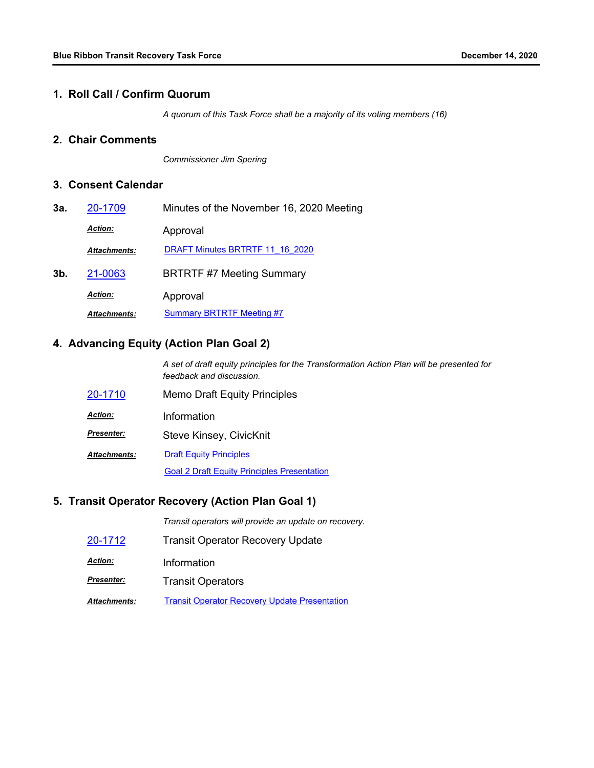## 1. Roll Call / Confirm Quorum

*A quorum of this Task Force shall be a majority of its voting members (16)*

## 2. Chair Comments

*Commissioner Jim Spering*

## 3. Consent Calendar

**3a.** [20-1709](20-1709) Minutes of the November 16, 2020 Meeting

***Action:*** Approval

***Attachments:*** [DRAFT Minutes BRTRTF 11_16_2020]()

**3b.** [21-0063]() BRTRTF #7 Meeting Summary

***Action:*** Approval

***Attachments:*** [Summary BRTRTF Meeting #7]()

## 4. Advancing Equity (Action Plan Goal 2)

*A set of draft equity principles for the Transformation Action Plan will be presented for feedback and discussion.*

[20-1710]() Memo Draft Equity Principles

***Action:*** Information

***Presenter:*** Steve Kinsey, CivicKnit

***Attachments:*** [Draft Equity Principles]()

[Goal 2 Draft Equity Principles Presentation]()

## 5. Transit Operator Recovery (Action Plan Goal 1)

*Transit operators will provide an update on recovery.*

[20-1712]() Transit Operator Recovery Update

***Action:*** Information

***Presenter:*** Transit Operators

***Attachments:*** [Transit Operator Recovery Update Presentation]()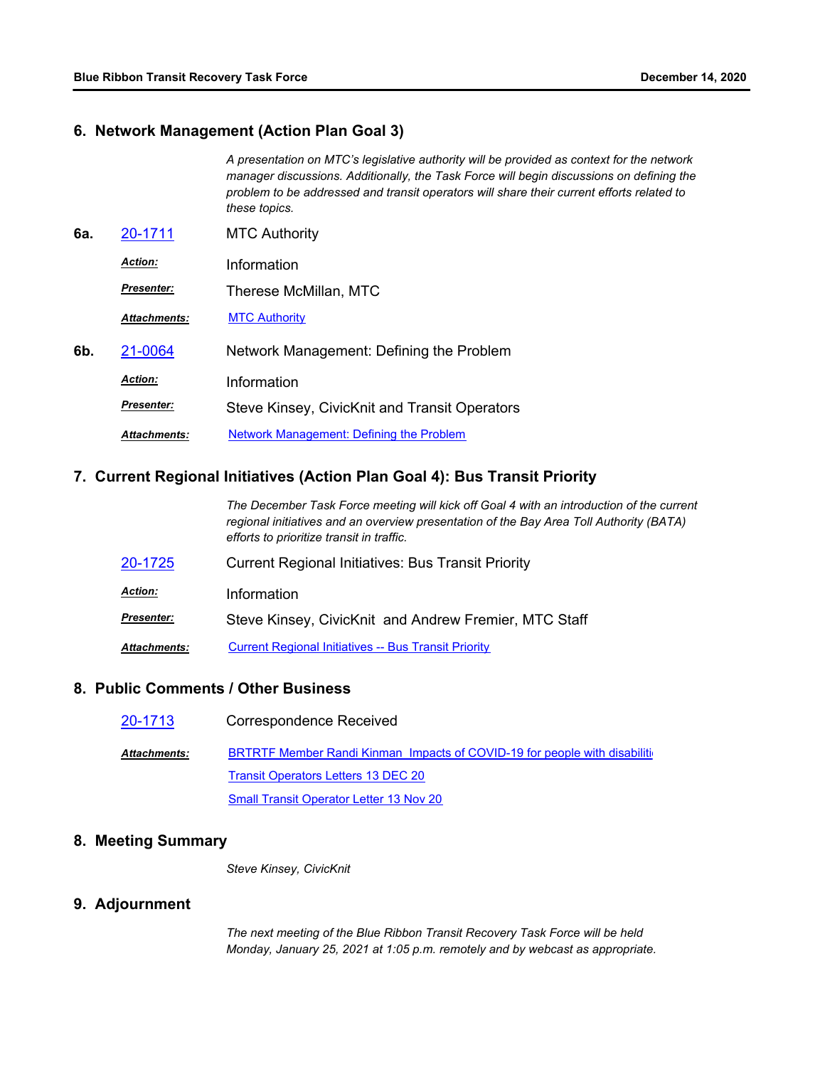## 6. Network Management (Action Plan Goal 3)

*A presentation on MTC's legislative authority will be provided as context for the network manager discussions. Additionally, the Task Force will begin discussions on defining the problem to be addressed and transit operators will share their current efforts related to these topics.*

**6a.** 20-1711 MTC Authority

***Action:*** Information

***Presenter:*** Therese McMillan, MTC

***Attachments:*** MTC Authority

**6b.** 21-0064 Network Management: Defining the Problem

***Action:*** Information

***Presenter:*** Steve Kinsey, CivicKnit and Transit Operators

***Attachments:*** Network Management: Defining the Problem

## 7. Current Regional Initiatives (Action Plan Goal 4): Bus Transit Priority

*The December Task Force meeting will kick off Goal 4 with an introduction of the current regional initiatives and an overview presentation of the Bay Area Toll Authority (BATA) efforts to prioritize transit in traffic.*

20-1725 Current Regional Initiatives: Bus Transit Priority

***Action:*** Information

***Presenter:*** Steve Kinsey, CivicKnit and Andrew Fremier, MTC Staff

***Attachments:*** Current Regional Initiatives -- Bus Transit Priority

## 8. Public Comments / Other Business

20-1713 Correspondence Received

***Attachments:*** BRTRTF Member Randi Kinman Impacts of COVID-19 for people with disabiliti

Transit Operators Letters 13 DEC 20

Small Transit Operator Letter 13 Nov 20

## 8. Meeting Summary

*Steve Kinsey, CivicKnit*

## 9. Adjournment

*The next meeting of the Blue Ribbon Transit Recovery Task Force will be held Monday, January 25, 2021 at 1:05 p.m. remotely and by webcast as appropriate.*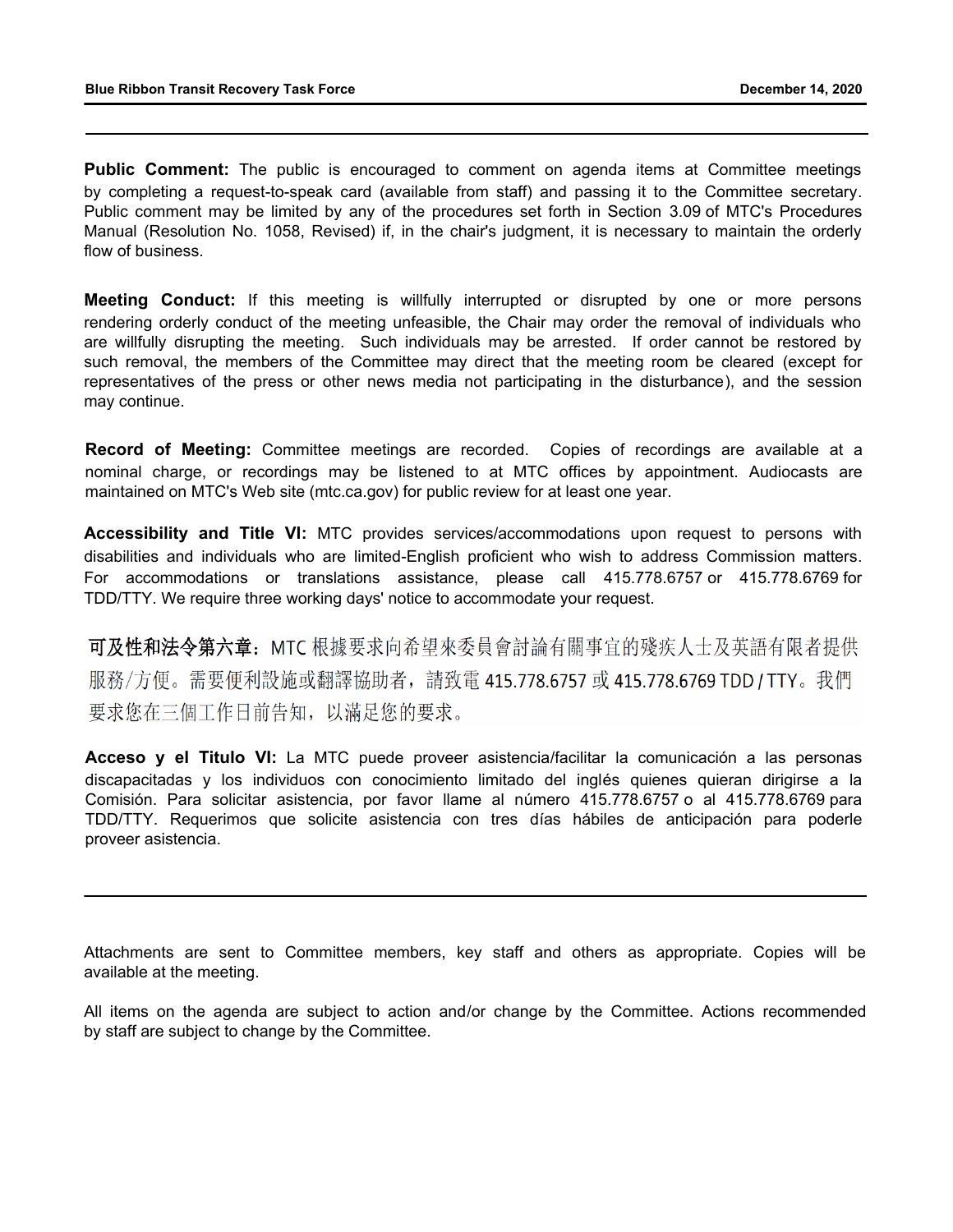**Public Comment:** The public is encouraged to comment on agenda items at Committee meetings by completing a request-to-speak card (available from staff) and passing it to the Committee secretary. Public comment may be limited by any of the procedures set forth in Section 3.09 of MTC's Procedures Manual (Resolution No. 1058, Revised) if, in the chair's judgment, it is necessary to maintain the orderly flow of business.

**Meeting Conduct:** If this meeting is willfully interrupted or disrupted by one or more persons rendering orderly conduct of the meeting unfeasible, the Chair may order the removal of individuals who are willfully disrupting the meeting. Such individuals may be arrested. If order cannot be restored by such removal, the members of the Committee may direct that the meeting room be cleared (except for representatives of the press or other news media not participating in the disturbance), and the session may continue.

**Record of Meeting:** Committee meetings are recorded. Copies of recordings are available at a nominal charge, or recordings may be listened to at MTC offices by appointment. Audiocasts are maintained on MTC's Web site (mtc.ca.gov) for public review for at least one year.

**Accessibility and Title VI:** MTC provides services/accommodations upon request to persons with disabilities and individuals who are limited-English proficient who wish to address Commission matters. For accommodations or translations assistance, please call 415.778.6757 or 415.778.6769 for TDD/TTY. We require three working days' notice to accommodate your request.

**可及性和法令第六章**：MTC 根據要求向希望來委員會討論有關事宜的殘疾人士及英語有限者提供服務/方便。需要便利設施或翻譯協助者，請致電 415.778.6757 或 415.778.6769 TDD / TTY。我們要求您在三個工作日前告知，以滿足您的要求。

**Acceso y el Titulo VI:** La MTC puede proveer asistencia/facilitar la comunicación a las personas discapacitadas y los individuos con conocimiento limitado del inglés quienes quieran dirigirse a la Comisión. Para solicitar asistencia, por favor llame al número 415.778.6757 o al 415.778.6769 para TDD/TTY. Requerimos que solicite asistencia con tres días hábiles de anticipación para poderle proveer asistencia.

---

Attachments are sent to Committee members, key staff and others as appropriate. Copies will be available at the meeting.

All items on the agenda are subject to action and/or change by the Committee. Actions recommended by staff are subject to change by the Committee.